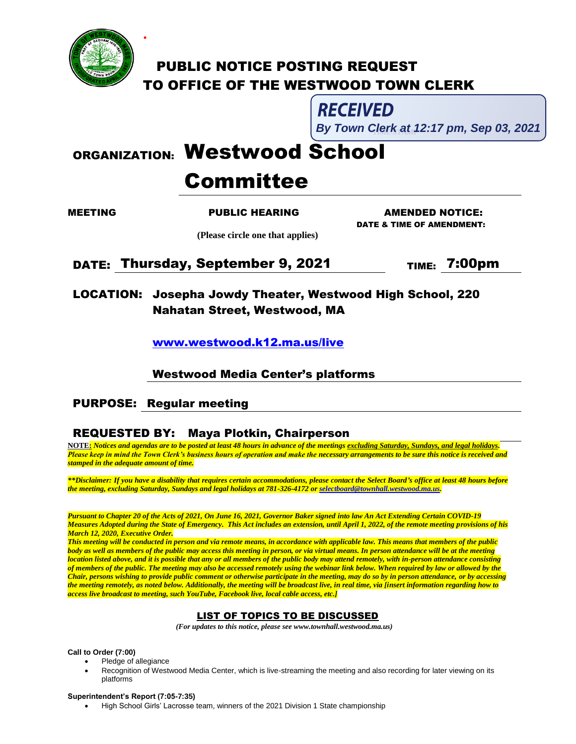# PUBLIC NOTICE POSTING REQUEST
# TO OFFICE OF THE WESTWOOD TOWN CLERK

**RECEIVED**
*By Town Clerk at 12:17 pm, Sep 03, 2021*

## ORGANIZATION: Westwood School Committee

**MEETING** **PUBLIC HEARING** **AMENDED NOTICE:**
**DATE & TIME OF AMENDMENT:**

**(Please circle one that applies)**

**DATE: Thursday, September 9, 2021** **TIME: 7:00pm**

**LOCATION: Josepha Jowdy Theater, Westwood High School, 220 Nahatan Street, Westwood, MA**

**www.westwood.k12.ma.us/live**

**Westwood Media Center's platforms**

**PURPOSE: Regular meeting**

**REQUESTED BY: Maya Plotkin, Chairperson**

**NOTE:** ***Notices and agendas are to be posted at least 48 hours in advance of the meetings excluding Saturday, Sundays, and legal holidays. Please keep in mind the Town Clerk's business hours of operation and make the necessary arrangements to be sure this notice is received and stamped in the adequate amount of time.***

***\*\*Disclaimer: If you have a disability that requires certain accommodations, please contact the Select Board's office at least 48 hours before the meeting, excluding Saturday, Sundays and legal holidays at 781-326-4172 or selectboard@townhall.westwood.ma.us.***

***Pursuant to Chapter 20 of the Acts of 2021, On June 16, 2021, Governor Baker signed into law An Act Extending Certain COVID-19 Measures Adopted during the State of Emergency. This Act includes an extension, until April 1, 2022, of the remote meeting provisions of his March 12, 2020, Executive Order.***
***This meeting will be conducted in person and via remote means, in accordance with applicable law. This means that members of the public body as well as members of the public may access this meeting in person, or via virtual means. In person attendance will be at the meeting location listed above, and it is possible that any or all members of the public body may attend remotely, with in-person attendance consisting of members of the public. The meeting may also be accessed remotely using the webinar link below. When required by law or allowed by the Chair, persons wishing to provide public comment or otherwise participate in the meeting, may do so by in person attendance, or by accessing the meeting remotely, as noted below. Additionally, the meeting will be broadcast live, in real time, via [insert information regarding how to access live broadcast to meeting, such YouTube, Facebook live, local cable access, etc.]***

## LIST OF TOPICS TO BE DISCUSSED

*(For updates to this notice, please see www.townhall.westwood.ma.us)*

**Call to Order (7:00)**

- Pledge of allegiance
- Recognition of Westwood Media Center, which is live-streaming the meeting and also recording for later viewing on its platforms

**Superintendent's Report (7:05-7:35)**

- High School Girls' Lacrosse team, winners of the 2021 Division 1 State championship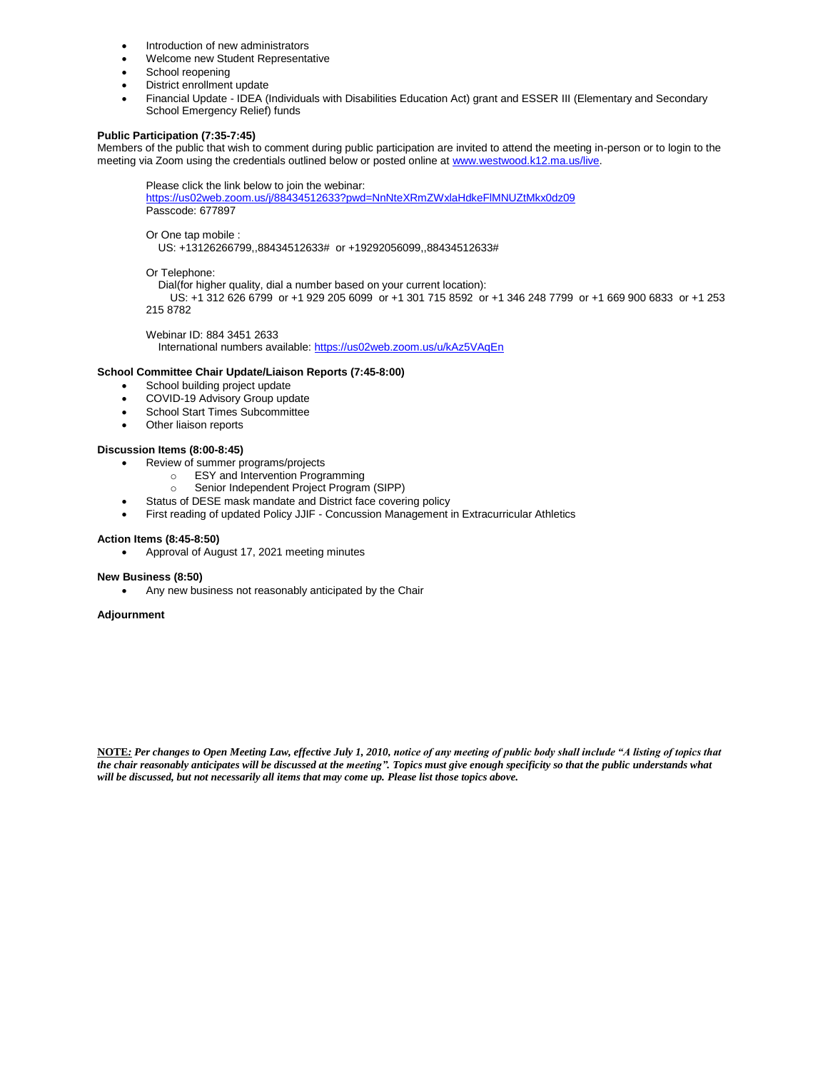- Introduction of new administrators
- Welcome new Student Representative
- School reopening
- District enrollment update
- Financial Update - IDEA (Individuals with Disabilities Education Act) grant and ESSER III (Elementary and Secondary School Emergency Relief) funds

**Public Participation (7:35-7:45)**

Members of the public that wish to comment during public participation are invited to attend the meeting in-person or to login to the meeting via Zoom using the credentials outlined below or posted online at www.westwood.k12.ma.us/live.

Please click the link below to join the webinar:
https://us02web.zoom.us/j/88434512633?pwd=NnNteXRmZWxlaHdkeFlMNUZtMkx0dz09
Passcode: 677897

Or One tap mobile :
US: +13126266799,,88434512633# or +19292056099,,88434512633#

Or Telephone:
Dial(for higher quality, dial a number based on your current location):
US: +1 312 626 6799 or +1 929 205 6099 or +1 301 715 8592 or +1 346 248 7799 or +1 669 900 6833 or +1 253 215 8782

Webinar ID: 884 3451 2633
International numbers available: https://us02web.zoom.us/u/kAz5VAqEn

**School Committee Chair Update/Liaison Reports (7:45-8:00)**

- School building project update
- COVID-19 Advisory Group update
- School Start Times Subcommittee
- Other liaison reports

**Discussion Items (8:00-8:45)**

- Review of summer programs/projects
  - ESY and Intervention Programming
  - Senior Independent Project Program (SIPP)
- Status of DESE mask mandate and District face covering policy
- First reading of updated Policy JJIF - Concussion Management in Extracurricular Athletics

**Action Items (8:45-8:50)**

- Approval of August 17, 2021 meeting minutes

**New Business (8:50)**

- Any new business not reasonably anticipated by the Chair

**Adjournment**

***NOTE:*** ***Per changes to Open Meeting Law, effective July 1, 2010, notice of any meeting of public body shall include "A listing of topics that the chair reasonably anticipates will be discussed at the meeting". Topics must give enough specificity so that the public understands what will be discussed, but not necessarily all items that may come up. Please list those topics above.***